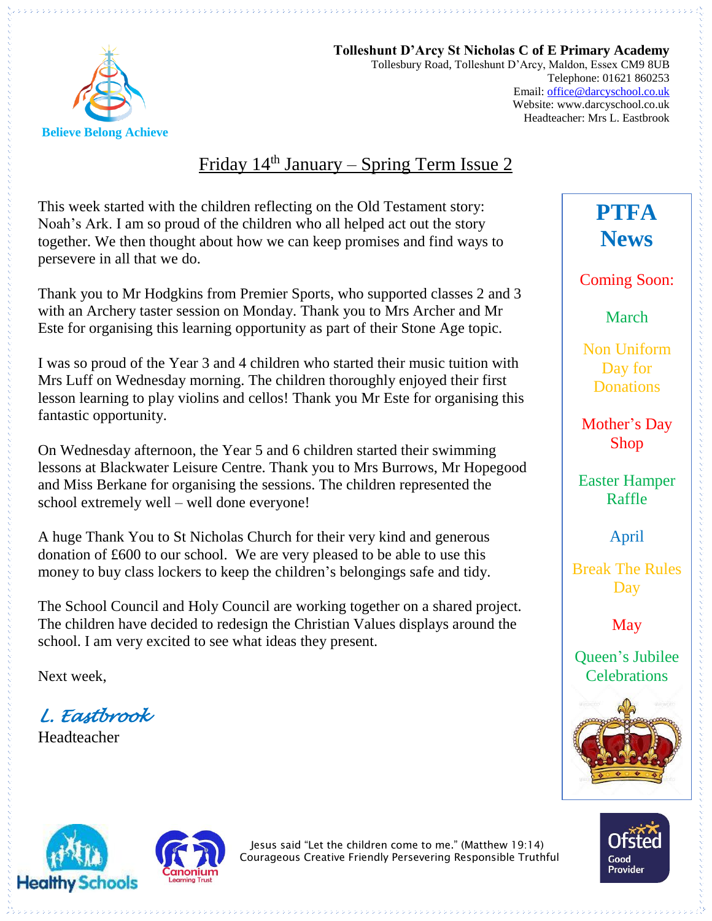**Tolleshunt D'Arcy St Nicholas C of E Primary Academy**
Tollesbury Road, Tolleshunt D'Arcy, Maldon, Essex CM9 8UB
Telephone: 01621 860253
Email: office@darcyschool.co.uk
Website: www.darcyschool.co.uk
Headteacher: Mrs L. Eastbrook

Believe Belong Achieve

# Friday 14th January – Spring Term Issue 2

This week started with the children reflecting on the Old Testament story: Noah's Ark. I am so proud of the children who all helped act out the story together. We then thought about how we can keep promises and find ways to persevere in all that we do.

Thank you to Mr Hodgkins from Premier Sports, who supported classes 2 and 3 with an Archery taster session on Monday. Thank you to Mrs Archer and Mr Este for organising this learning opportunity as part of their Stone Age topic.

I was so proud of the Year 3 and 4 children who started their music tuition with Mrs Luff on Wednesday morning. The children thoroughly enjoyed their first lesson learning to play violins and cellos! Thank you Mr Este for organising this fantastic opportunity.

On Wednesday afternoon, the Year 5 and 6 children started their swimming lessons at Blackwater Leisure Centre. Thank you to Mrs Burrows, Mr Hopegood and Miss Berkane for organising the sessions. The children represented the school extremely well – well done everyone!

A huge Thank You to St Nicholas Church for their very kind and generous donation of £600 to our school. We are very pleased to be able to use this money to buy class lockers to keep the children's belongings safe and tidy.

The School Council and Holy Council are working together on a shared project. The children have decided to redesign the Christian Values displays around the school. I am very excited to see what ideas they present.

Next week,

*L. Eastbrook*
Headteacher

## PTFA News

Coming Soon:

**March**

- Non Uniform Day for Donations
- Mother's Day Shop
- Easter Hamper Raffle

**April**

- Break The Rules Day

**May**

- Queen's Jubilee Celebrations

Jesus said "Let the children come to me." (Matthew 19:14)
Courageous Creative Friendly Persevering Responsible Truthful

Healthy Schools · Canonium Learning Trust · Ofsted Good Provider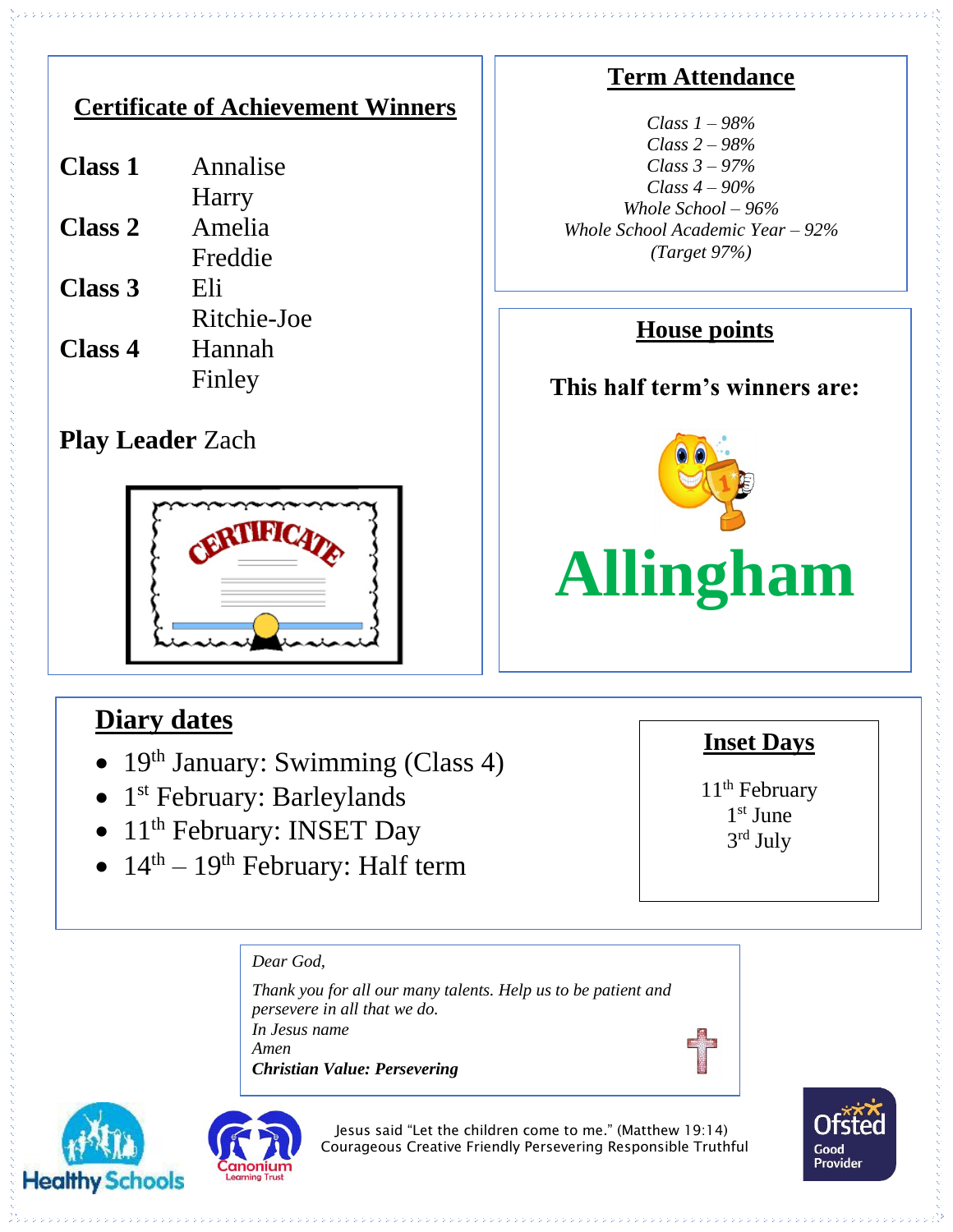## Certificate of Achievement Winners

| | |
|---|---|
| **Class 1** | Annalise |
| | Harry |
| **Class 2** | Amelia |
| | Freddie |
| **Class 3** | Eli |
| | Ritchie-Joe |
| **Class 4** | Hannah |
| | Finley |

**Play Leader** Zach

## Term Attendance

*Class 1 – 98%*
*Class 2 – 98%*
*Class 3 – 97%*
*Class 4 – 90%*
*Whole School – 96%*
*Whole School Academic Year – 92%*
*(Target 97%)*

## House points

**This half term's winners are:**

# Allingham

## Diary dates

- 19th January: Swimming (Class 4)
- 1st February: Barleylands
- 11th February: INSET Day
- 14th – 19th February: Half term

### Inset Days

11th February
1st June
3rd July

*Dear God,*

*Thank you for all our many talents. Help us to be patient and persevere in all that we do.*
*In Jesus name*
*Amen*
***Christian Value: Persevering***

Healthy Schools

Canonium Learning Trust

Jesus said "Let the children come to me." (Matthew 19:14)
Courageous Creative Friendly Persevering Responsible Truthful

Ofsted Good Provider